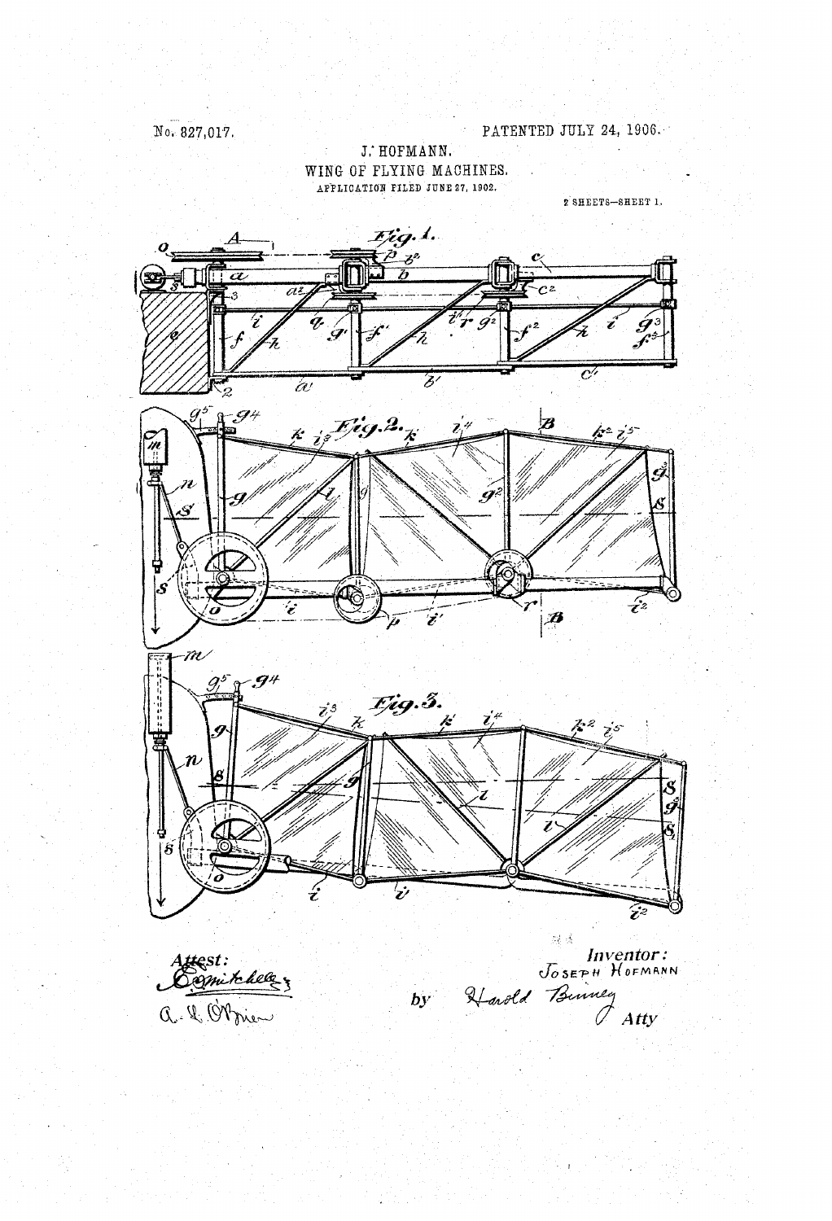No. 827,017.

PATENTED JULY 24, 1906.

J. HOFMANN.

WING OF FLYING MACHINES.

APPLICATION FILED JUNE 27, 1902.

2 SHEETS—SHEET 1.

Fig. 1.

Fig. 2.

Fig. 3.

Attest:

Inventor:
Joseph Hofmann

by Harold Binney Atty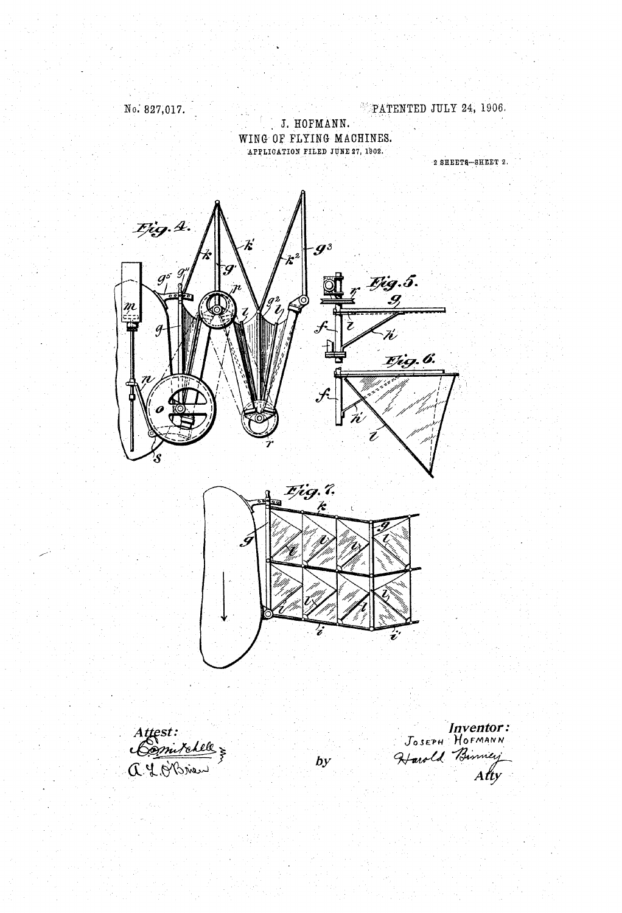No. 827,017.

PATENTED JULY 24, 1906.

J. HOFMANN.

WING OF FLYING MACHINES.

APPLICATION FILED JUNE 27, 1902.

2 SHEETS—SHEET 2.

Fig. 4.

Fig. 5.

Fig. 6.

Fig. 7.

Attest:
C. Mitchell
A. L. O'Brien

Inventor:
Joseph Hofmann
by Harold Binney
Atty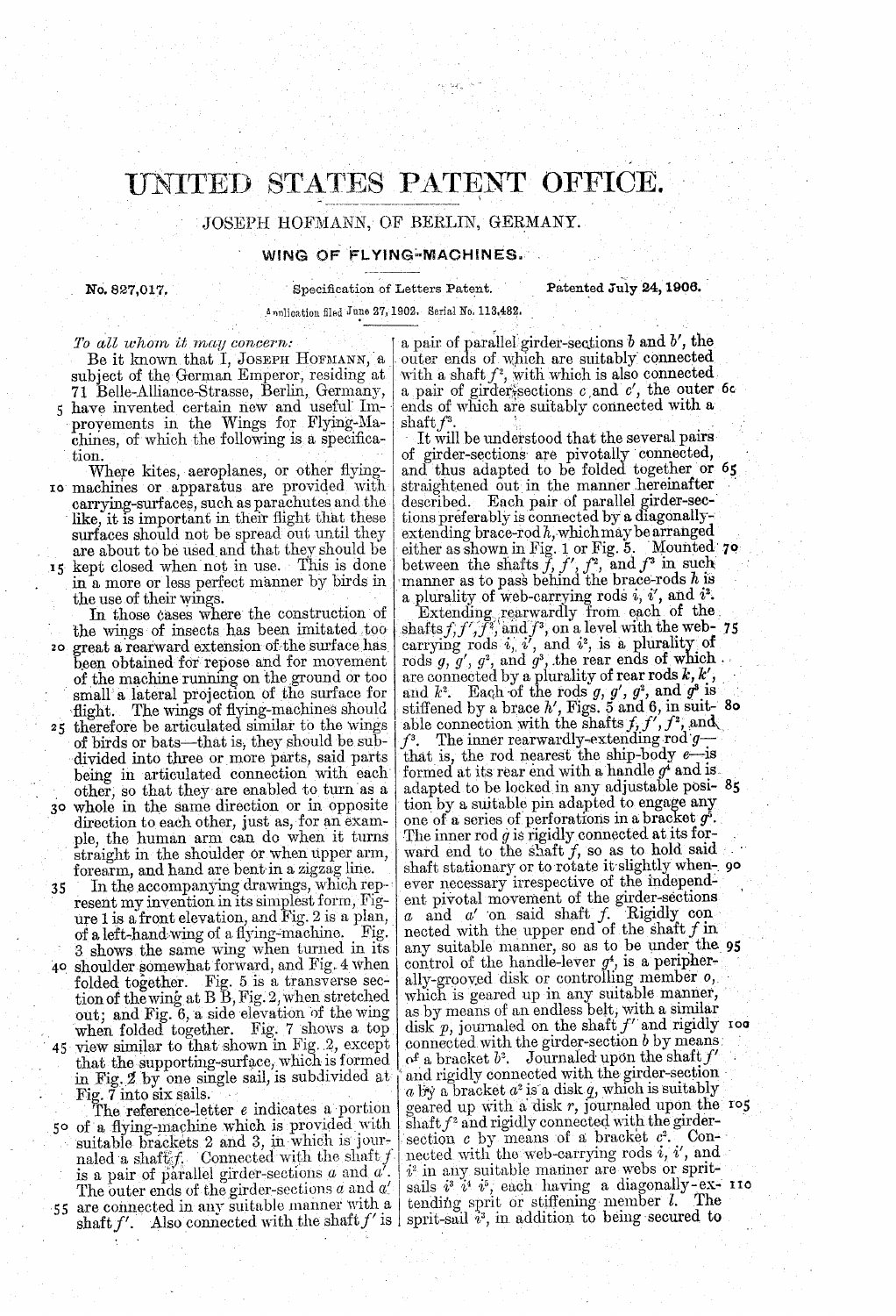# UNITED STATES PATENT OFFICE.

JOSEPH HOFMANN, OF BERLIN, GERMANY.

## WING OF FLYING-MACHINES.

No. 827,017. Specification of Letters Patent. Patented July 24, 1906.

Application filed June 27, 1902. Serial No. 113,482.

*To all whom it may concern:*

Be it known that I, JOSEPH HOFMANN, a subject of the German Emperor, residing at 71 Belle-Alliance-Strasse, Berlin, Germany, have invented certain new and useful Improvements in the Wings for Flying-Machines, of which the following is a specification.

Where kites, aeroplanes, or other flying-machines or apparatus are provided with carrying-surfaces, such as parachutes and the like, it is important in their flight that these surfaces should not be spread out until they are about to be used and that they should be kept closed when not in use. This is done in a more or less perfect manner by birds in the use of their wings.

In those cases where the construction of the wings of insects has been imitated too great a rearward extension of the surface has been obtained for repose and for movement of the machine running on the ground or too small a lateral projection of the surface for flight. The wings of flying-machines should therefore be articulated similar to the wings of birds or bats—that is, they should be subdivided into three or more parts, said parts being in articulated connection with each other, so that they are enabled to turn as a whole in the same direction or in opposite direction to each other, just as, for an example, the human arm can do when it turns straight in the shoulder or when upper arm, forearm, and hand are bent in a zigzag line.

In the accompanying drawings, which represent my invention in its simplest form, Figure 1 is a front elevation, and Fig. 2 is a plan, of a left-hand wing of a flying-machine. Fig. 3 shows the same wing when turned in its shoulder somewhat forward, and Fig. 4 when folded together. Fig. 5 is a transverse section of the wing at B B, Fig. 2, when stretched out; and Fig. 6, a side elevation of the wing when folded together. Fig. 7 shows a top view similar to that shown in Fig. 2, except that the supporting-surface, which is formed in Fig. 2 by one single sail, is subdivided at Fig. 7 into six sails.

The reference-letter *e* indicates a portion of a flying-machine which is provided with suitable brackets 2 and 3, in which is journaled a shaft *f*. Connected with the shaft *f* is a pair of parallel girder-sections *a* and *a'*. The outer ends of the girder-sections *a* and *a'* are connected in any suitable manner with a shaft *f'*. Also connected with the shaft *f'* is a pair of parallel girder-sections *b* and *b'*, the outer ends of which are suitably connected with a shaft $f^2$, with which is also connected a pair of girder-sections *c* and *c'*, the outer ends of which are suitably connected with a shaft $f^3$.

It will be understood that the several pairs of girder-sections are pivotally connected, and thus adapted to be folded together or straightened out in the manner hereinafter described. Each pair of parallel girder-sections preferably is connected by a diagonally-extending brace-rod *h*, which may be arranged either as shown in Fig. 1 or Fig. 5. Mounted between the shafts *f*, *f'*, $f^2$, and $f^3$ in such manner as to pass behind the brace-rods *h* is a plurality of web-carrying rods *i*, *i'*, and $i^2$.

Extending rearwardly from each of the shafts *f*, *f'*, $f^2$, and $f^3$, on a level with the web-carrying rods *i*, *i'*, and $i^2$, is a plurality of rods *g*, *g'*, $g^2$, and $g^3$, the rear ends of which are connected by a plurality of rear rods *k*, *k'*, and $k^2$. Each of the rods *g*, *g'*, $g^2$, and $g^3$ is stiffened by a brace *h'*, Figs. 5 and 6, in suitable connection with the shafts *f*, *f'*, $f^2$, and $f^3$. The inner rearwardly-extending rod *g*—that is, the rod nearest the ship-body *e*—is formed at its rear end with a handle $g^4$ and is adapted to be locked in any adjustable position by a suitable pin adapted to engage any one of a series of perforations in a bracket $g^5$. The inner rod *g* is rigidly connected at its forward end to the shaft *f*, so as to hold said shaft stationary or to rotate it slightly whenever necessary irrespective of the independent pivotal movement of the girder-sections *a* and *a'* on said shaft *f*. Rigidly connected with the upper end of the shaft *f* in any suitable manner, so as to be under the control of the handle-lever $g^4$, is a peripherally-grooved disk or controlling member *o*, which is geared up in any suitable manner, as by means of an endless belt, with a similar disk *p*, journaled on the shaft *f'* and rigidly connected with the girder-section *b* by means of a bracket $b^2$. Journaled upon the shaft *f'* and rigidly connected with the girder-section *a* by a bracket $a^2$ is a disk *q*, which is suitably geared up with a disk *r*, journaled upon the shaft $f^2$ and rigidly connected with the girder-section *c* by means of a bracket $c^2$. Connected with the web-carrying rods *i*, *i'*, and $i^2$ in any suitable manner are webs or sprit-sails $i^3$ $i^4$ $i^5$, each having a diagonally-extending sprit or stiffening member *l*. The sprit-sail $i^3$, in addition to being secured to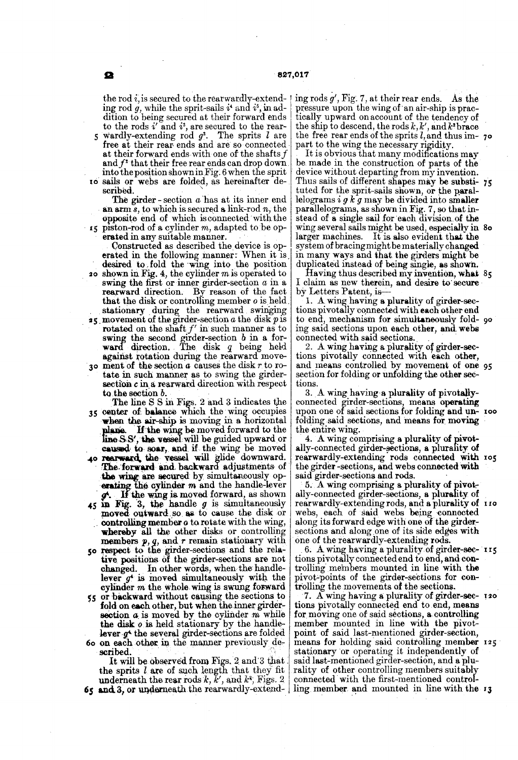the rod $i$, is secured to the rearwardly-extending rod $g$, while the sprit-sails $i^4$ and $i^5$, in addition to being secured at their forward ends to the rods $i'$ and $i^2$, are secured to the rearwardly-extending rod $g^2$. The sprits $l$ are free at their rear ends and are so connected at their forward ends with one of the shafts $f$ and $f^2$ that their free rear ends can drop down into the position shown in Fig. 6 when the sprit sails or webs are folded, as hereinafter described.

The girder-section $a$ has at its inner end an arm $s$, to which is secured a link-rod $n$, the opposite end of which is connected with the piston-rod of a cylinder $m$, adapted to be operated in any suitable manner.

Constructed as described the device is operated in the following manner: When it is desired to fold the wing into the position shown in Fig. 4, the cylinder $m$ is operated to swing the first or inner girder-section $a$ in a rearward direction. By reason of the fact that the disk or controlling member $o$ is held stationary during the rearward swinging movement of the girder-section $a$ the disk $p$ is rotated on the shaft $f'$ in such manner as to swing the second girder-section $b$ in a forward direction. The disk $q$ being held against rotation during the rearward movement of the section $a$ causes the disk $r$ to rotate in such manner as to swing the girder-section $c$ in a rearward direction with respect to the section $b$.

The line S S in Figs. 2 and 3 indicates the center of balance which the wing occupies when the air-ship is moving in a horizontal plane. If the wing be moved forward to the line S S', the vessel will be guided upward or caused to soar, and if the wing be moved rearward, the vessel will glide downward. The forward and backward adjustments of the wing are secured by simultaneously operating the cylinder $m$ and the handle-lever $g^4$. If the wing is moved forward, as shown in Fig. 3, the handle $g$ is simultaneously moved outward so as to cause the disk or controlling member $o$ to rotate with the wing, whereby all the other disks or controlling members $p$, $q$, and $r$ remain stationary with respect to the girder-sections and the relative positions of the girder-sections are not changed. In other words, when the handle-lever $g^4$ is moved simultaneously with the cylinder $m$ the whole wing is swung forward or backward without causing the sections to fold on each other, but when the inner girder-section $a$ is moved by the cylinder $m$ while the disk $o$ is held stationary by the handle-lever $g^4$ the several girder-sections are folded on each other in the manner previously described.

It will be observed from Figs. 2 and 3 that the sprits $l$ are of such length that they fit underneath the rear rods $k$, $k'$, and $k^2$, Figs. 2 and 3, or underneath the rearwardly-extending rods $g'$, Fig. 7, at their rear ends. As the pressure upon the wing of an air-ship is practically upward on account of the tendency of the ship to descend, the rods $k$, $k'$, and $k^2$ brace the free rear ends of the sprits $l$, and thus impart to the wing the necessary rigidity.

It is obvious that many modifications may be made in the construction of parts of the device without departing from my invention. Thus sails of different shapes may be substituted for the sprit-sails shown, or the parallelograms $i$ $g$ $k$ $g$ may be divided into smaller parallelograms, as shown in Fig. 7, so that instead of a single sail for each division of the wing several sails might be used, especially in larger machines. It is also evident that the system of bracing might be materially changed in many ways and that the girders might be duplicated instead of being single, as shown.

Having thus described my invention, what I claim as new therein, and desire to secure by Letters Patent, is—

1. A wing having a plurality of girder-sections pivotally connected with each other end to end, mechanism for simultaneously folding said sections upon each other, and webs connected with said sections.

2. A wing having a plurality of girder-sections pivotally connected with each other, and means controlled by movement of one section for folding or unfolding the other sections.

3. A wing having a plurality of pivotally-connected girder-sections, means operating upon one of said sections for folding and unfolding said sections, and means for moving the entire wing.

4. A wing comprising a plurality of pivotally-connected girder-sections, a plurality of rearwardly-extending rods connected with the girder-sections, and webs connected with said girder-sections and rods.

5. A wing comprising a plurality of pivotally-connected girder-sections, a plurality of rearwardly-extending rods, and a plurality of webs, each of said webs being connected along its forward edge with one of the girder-sections and along one of its side edges with one of the rearwardly-extending rods.

6. A wing having a plurality of girder-sections pivotally connected end to end, and controlling members mounted in line with the pivot-points of the girder-sections for controlling the movements of the sections.

7. A wing having a plurality of girder-sections pivotally connected end to end, means for moving one of said sections, a controlling member mounted in line with the pivot-point of said last-mentioned girder-section, means for holding said controlling member stationary or operating it independently of said last-mentioned girder-section, and a plurality of other controlling members suitably connected with the first-mentioned controlling member and mounted in line with the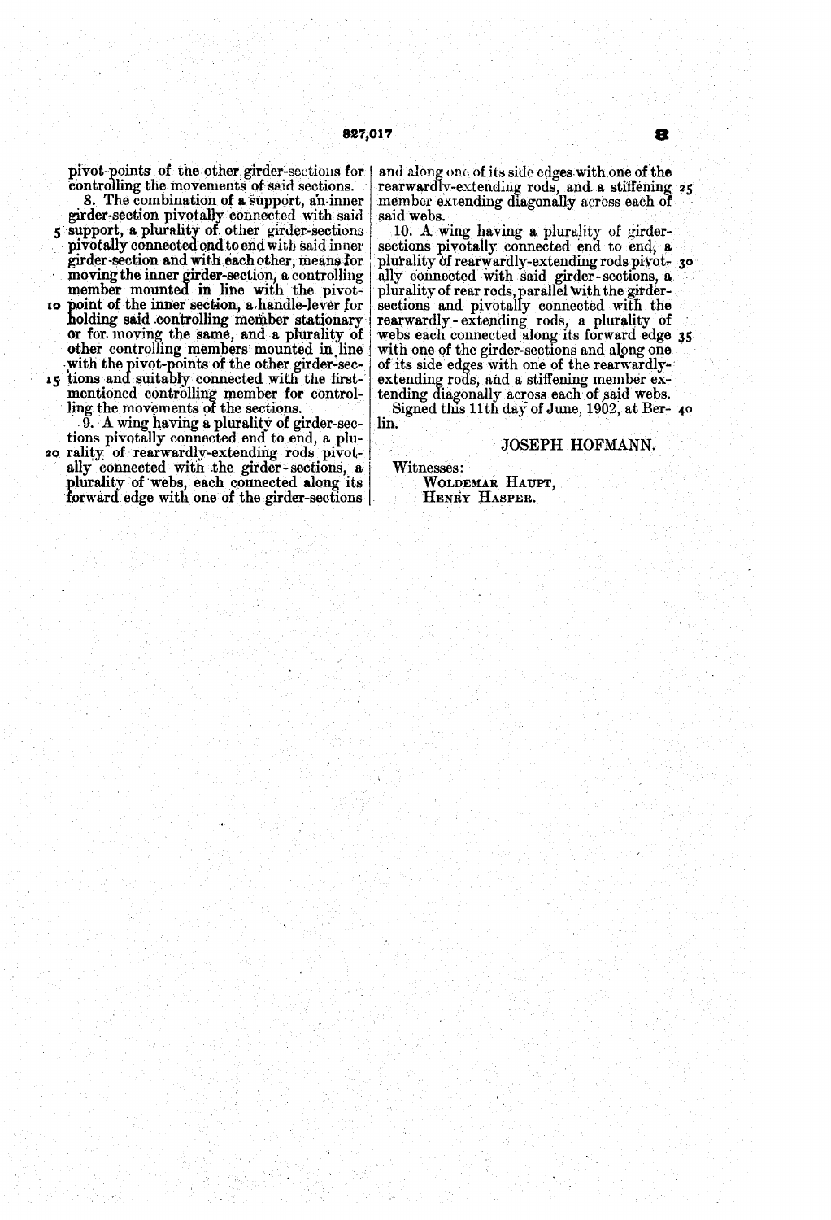pivot-points of the other girder-sections for controlling the movements of said sections.

8. The combination of a support, an inner girder-section pivotally connected with said support, a plurality of other girder-sections pivotally connected end to end with said inner girder-section and with each other, means for moving the inner girder-section, a controlling member mounted in line with the pivot-point of the inner section, a handle-lever for holding said controlling member stationary or for moving the same, and a plurality of other controlling members mounted in line with the pivot-points of the other girder-sections and suitably connected with the first-mentioned controlling member for controlling the movements of the sections.

9. A wing having a plurality of girder-sections pivotally connected end to end, a plurality of rearwardly-extending rods pivotally connected with the girder-sections, a plurality of webs, each connected along its forward edge with one of the girder-sections and along one of its side edges with one of the rearwardly-extending rods, and a stiffening member extending diagonally across each of said webs.

10. A wing having a plurality of girder-sections pivotally connected end to end, a plurality of rearwardly-extending rods pivotally connected with said girder-sections, a plurality of rear rods, parallel with the girder-sections and pivotally connected with the rearwardly-extending rods, a plurality of webs each connected along its forward edge with one of the girder-sections and along one of its side edges with one of the rearwardly-extending rods, and a stiffening member extending diagonally across each of said webs.

Signed this 11th day of June, 1902, at Berlin.

JOSEPH HOFMANN.

Witnesses:

WOLDEMAR HAUPT,
HENRY HASPER.